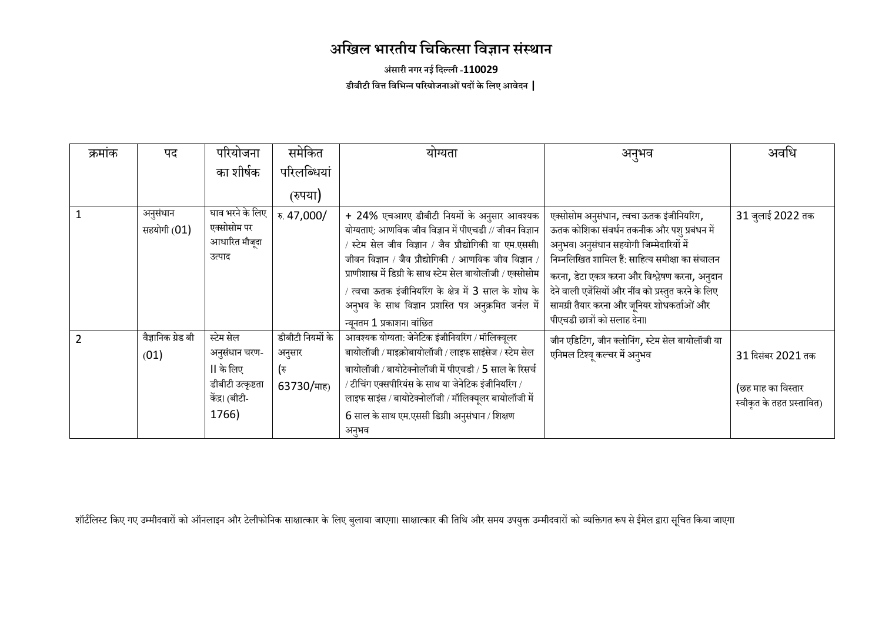# अखिल भारतीय चिकित्सा विज्ञान संस्थान

**अंसारी नगर नई दिल्ली -110029**

**डीबीटी वित्त विभिन्न परियोजनाओं पदों के लिए आवेदन |**

| क्रमांक | पद | परियोजना का शीर्षक | समेकित परिलब्धियां (रुपया) | योग्यता | अनुभव | अवधि |
|---|---|---|---|---|---|---|
| 1 | अनुसंधान सहयोगी (01) | घाव भरने के लिए एक्सोसोम पर आधारित मौजूदा उत्पाद | रु. 47,000/ | + 24% एचआरए डीबीटी नियमों के अनुसार आवश्यक योग्यताएं: आणविक जीव विज्ञान में पीएचडी // जीवन विज्ञान / स्टेम सेल जीव विज्ञान / जैव प्रौद्योगिकी या एम.एससी। जीवन विज्ञान / जैव प्रौद्योगिकी / आणविक जीव विज्ञान / प्राणीशास्त्र में डिग्री के साथ स्टेम सेल बायोलॉजी / एक्सोसोम / त्वचा ऊतक इंजीनियरिंग के क्षेत्र में 3 साल के शोध के अनुभव के साथ विज्ञान प्रशस्ति पत्र अनुक्रमित जर्नल में न्यूनतम 1 प्रकाशन। वांछित | एक्सोसोम अनुसंधान, त्वचा ऊतक इंजीनियरिंग, ऊतक कोशिका संवर्धन तकनीक और पशु प्रबंधन में अनुभव। अनुसंधान सहयोगी जिम्मेदारियों में निम्नलिखित शामिल हैं: साहित्य समीक्षा का संचालन करना, डेटा एकत्र करना और विश्लेषण करना, अनुदान देने वाली एजेंसियों और नींव को प्रस्तुत करने के लिए सामग्री तैयार करना और जूनियर शोधकर्ताओं और पीएचडी छात्रों को सलाह देना। | 31 जुलाई 2022 तक |
| 2 | वैज्ञानिक ग्रेड बी (01) | स्टेम सेल अनुसंधान चरण-II के लिए डीबीटी उत्कृष्टता केंद्र। (बीटी-1766) | डीबीटी नियमों के अनुसार (रु 63730/माह) | आवश्यक योग्यता: जेनेटिक इंजीनियरिंग / मॉलिक्यूलर बायोलॉजी / माइक्रोबायोलॉजी / लाइफ साइंसेज / स्टेम सेल बायोलॉजी / बायोटेक्नोलॉजी में पीएचडी / 5 साल के रिसर्च / टीचिंग एक्सपीरियंस के साथ या जेनेटिक इंजीनियरिंग / लाइफ साइंस / बायोटेक्नोलॉजी / मॉलिक्यूलर बायोलॉजी में 6 साल के साथ एम.एससी डिग्री। अनुसंधान / शिक्षण अनुभव | जीन एडिटिंग, जीन क्लोनिंग, स्टेम सेल बायोलॉजी या एनिमल टिश्यू कल्चर में अनुभव | 31 दिसंबर 2021 तक (छह माह का विस्तार स्वीकृत के तहत प्रस्तावित) |

शॉर्टलिस्ट किए गए उम्मीदवारों को ऑनलाइन और टेलीफोनिक साक्षात्कार के लिए बुलाया जाएगा। साक्षात्कार की तिथि और समय उपयुक्त उम्मीदवारों को व्यक्तिगत रूप से ईमेल द्वारा सूचित किया जाएगा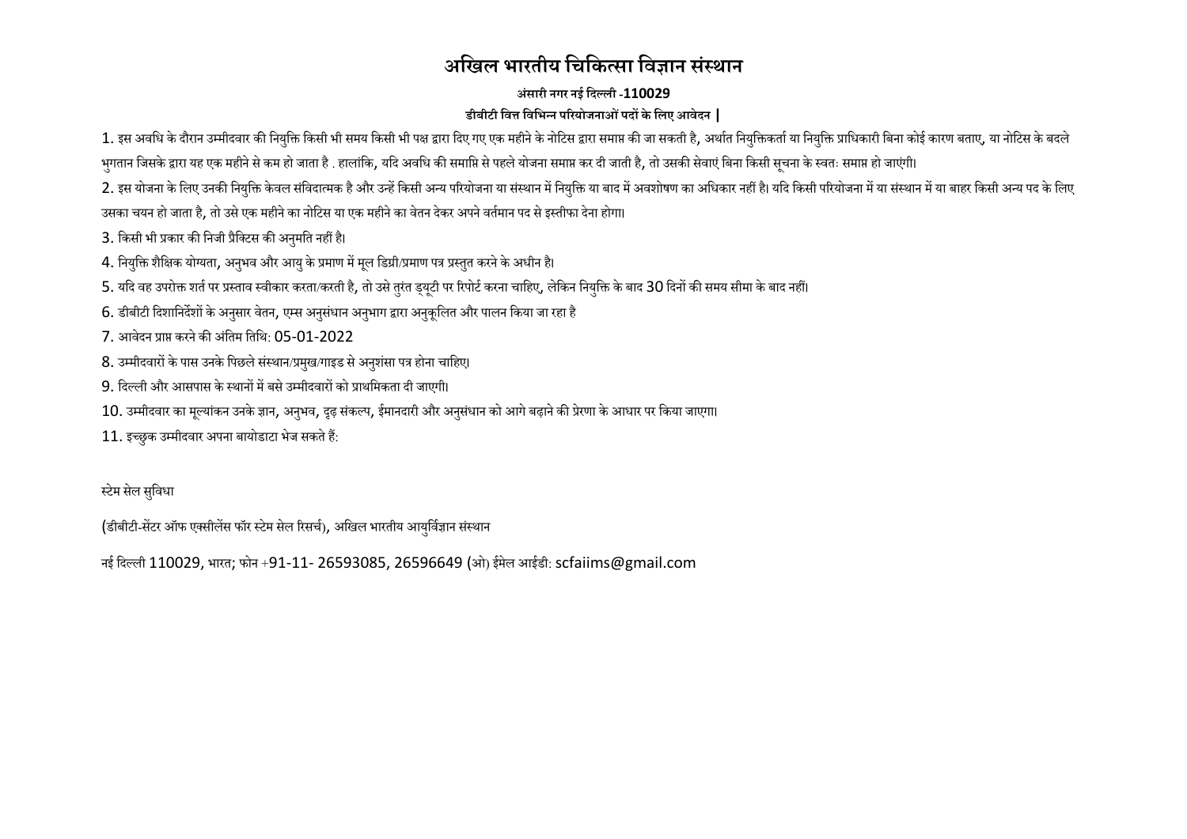# अखिल भारतीय चिकित्सा विज्ञान संस्थान

**अंसारी नगर नई दिल्ली -110029**

**डीबीटी वित्त विभिन्न परियोजनाओं पदों के लिए आवेदन |**

1. इस अवधि के दौरान उम्मीदवार की नियुक्ति किसी भी समय किसी भी पक्ष द्वारा दिए गए एक महीने के नोटिस द्वारा समाप्त की जा सकती है, अर्थात नियुक्तिकर्ता या नियुक्ति प्राधिकारी बिना कोई कारण बताए, या नोटिस के बदले भुगतान जिसके द्वारा यह एक महीने से कम हो जाता है . हालांकि, यदि अवधि की समाप्ति से पहले योजना समाप्त कर दी जाती है, तो उसकी सेवाएं बिना किसी सूचना के स्वतः समाप्त हो जाएंगी।
2. इस योजना के लिए उनकी नियुक्ति केवल संविदात्मक है और उन्हें किसी अन्य परियोजना या संस्थान में नियुक्ति या बाद में अवशोषण का अधिकार नहीं है। यदि किसी परियोजना में या संस्थान में या बाहर किसी अन्य पद के लिए उसका चयन हो जाता है, तो उसे एक महीने का नोटिस या एक महीने का वेतन देकर अपने वर्तमान पद से इस्तीफा देना होगा।
3. किसी भी प्रकार की निजी प्रैक्टिस की अनुमति नहीं है।
4. नियुक्ति शैक्षिक योग्यता, अनुभव और आयु के प्रमाण में मूल डिग्री/प्रमाण पत्र प्रस्तुत करने के अधीन है।
5. यदि वह उपरोक्त शर्त पर प्रस्ताव स्वीकार करता/करती है, तो उसे तुरंत ड्यूटी पर रिपोर्ट करना चाहिए, लेकिन नियुक्ति के बाद 30 दिनों की समय सीमा के बाद नहीं।
6. डीबीटी दिशानिर्देशों के अनुसार वेतन, एम्स अनुसंधान अनुभाग द्वारा अनुकूलित और पालन किया जा रहा है
7. आवेदन प्राप्त करने की अंतिम तिथि: 05-01-2022
8. उम्मीदवारों के पास उनके पिछले संस्थान/प्रमुख/गाइड से अनुशंसा पत्र होना चाहिए।
9. दिल्ली और आसपास के स्थानों में बसे उम्मीदवारों को प्राथमिकता दी जाएगी।
10. उम्मीदवार का मूल्यांकन उनके ज्ञान, अनुभव, दृढ़ संकल्प, ईमानदारी और अनुसंधान को आगे बढ़ाने की प्रेरणा के आधार पर किया जाएगा।
11. इच्छुक उम्मीदवार अपना बायोडाटा भेज सकते हैं:

स्टेम सेल सुविधा

(डीबीटी-सेंटर ऑफ एक्सीलेंस फॉर स्टेम सेल रिसर्च), अखिल भारतीय आयुर्विज्ञान संस्थान

नई दिल्ली 110029, भारत; फोन +91-11- 26593085, 26596649 (ओ) ईमेल आईडी: scfaiims@gmail.com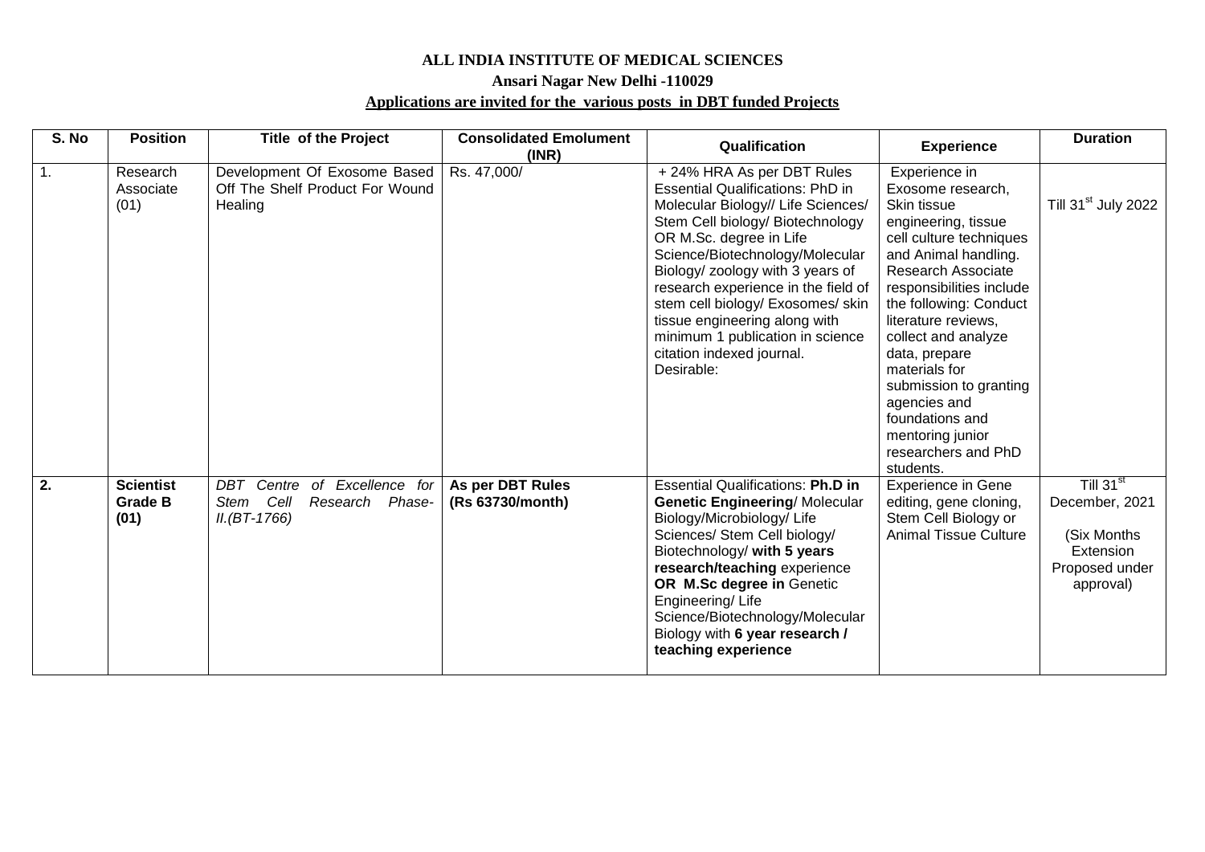**ALL INDIA INSTITUTE OF MEDICAL SCIENCES**

**Ansari Nagar New Delhi -110029**

**Applications are invited for the various posts in DBT funded Projects**

| S. No | Position | Title of the Project | Consolidated Emolument (INR) | Qualification | Experience | Duration |
|---|---|---|---|---|---|---|
| 1. | Research Associate (01) | Development Of Exosome Based Off The Shelf Product For Wound Healing | Rs. 47,000/ | + 24% HRA As per DBT Rules Essential Qualifications: PhD in Molecular Biology// Life Sciences/ Stem Cell biology/ Biotechnology OR M.Sc. degree in Life Science/Biotechnology/Molecular Biology/ zoology with 3 years of research experience in the field of stem cell biology/ Exosomes/ skin tissue engineering along with minimum 1 publication in science citation indexed journal. Desirable: | Experience in Exosome research, Skin tissue engineering, tissue cell culture techniques and Animal handling. Research Associate responsibilities include the following: Conduct literature reviews, collect and analyze data, prepare materials for submission to granting agencies and foundations and mentoring junior researchers and PhD students. | Till 31st July 2022 |
| **2.** | **Scientist Grade B (01)** | *DBT Centre of Excellence for Stem Cell Research Phase-II.(BT-1766)* | **As per DBT Rules (Rs 63730/month)** | Essential Qualifications: **Ph.D in Genetic Engineering**/ Molecular Biology/Microbiology/ Life Sciences/ Stem Cell biology/ Biotechnology/ **with 5 years research/teaching** experience **OR M.Sc degree in** Genetic Engineering/ Life Science/Biotechnology/Molecular Biology with **6 year research / teaching experience** | Experience in Gene editing, gene cloning, Stem Cell Biology or Animal Tissue Culture | Till 31st December, 2021 (Six Months Extension Proposed under approval) |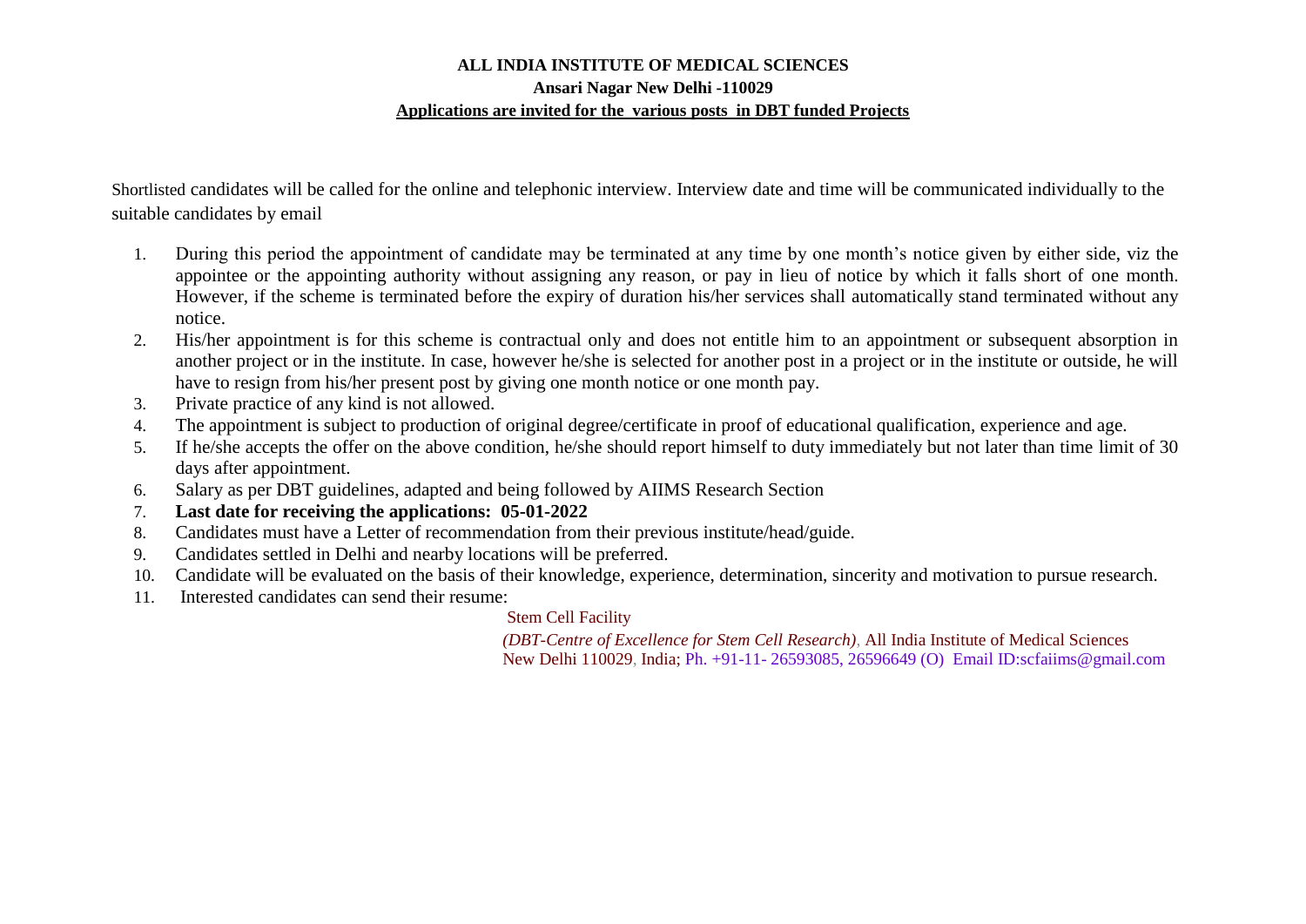**ALL INDIA INSTITUTE OF MEDICAL SCIENCES**

**Ansari Nagar New Delhi -110029**

**Applications are invited for the various posts in DBT funded Projects**

Shortlisted candidates will be called for the online and telephonic interview. Interview date and time will be communicated individually to the suitable candidates by email

1. During this period the appointment of candidate may be terminated at any time by one month's notice given by either side, viz the appointee or the appointing authority without assigning any reason, or pay in lieu of notice by which it falls short of one month. However, if the scheme is terminated before the expiry of duration his/her services shall automatically stand terminated without any notice.
2. His/her appointment is for this scheme is contractual only and does not entitle him to an appointment or subsequent absorption in another project or in the institute. In case, however he/she is selected for another post in a project or in the institute or outside, he will have to resign from his/her present post by giving one month notice or one month pay.
3. Private practice of any kind is not allowed.
4. The appointment is subject to production of original degree/certificate in proof of educational qualification, experience and age.
5. If he/she accepts the offer on the above condition, he/she should report himself to duty immediately but not later than time limit of 30 days after appointment.
6. Salary as per DBT guidelines, adapted and being followed by AIIMS Research Section
7. **Last date for receiving the applications: 05-01-2022**
8. Candidates must have a Letter of recommendation from their previous institute/head/guide.
9. Candidates settled in Delhi and nearby locations will be preferred.
10. Candidate will be evaluated on the basis of their knowledge, experience, determination, sincerity and motivation to pursue research.
11. Interested candidates can send their resume:

Stem Cell Facility
*(DBT-Centre of Excellence for Stem Cell Research)*, All India Institute of Medical Sciences
New Delhi 110029, India; Ph. +91-11- 26593085, 26596649 (O) Email ID:scfaiims@gmail.com